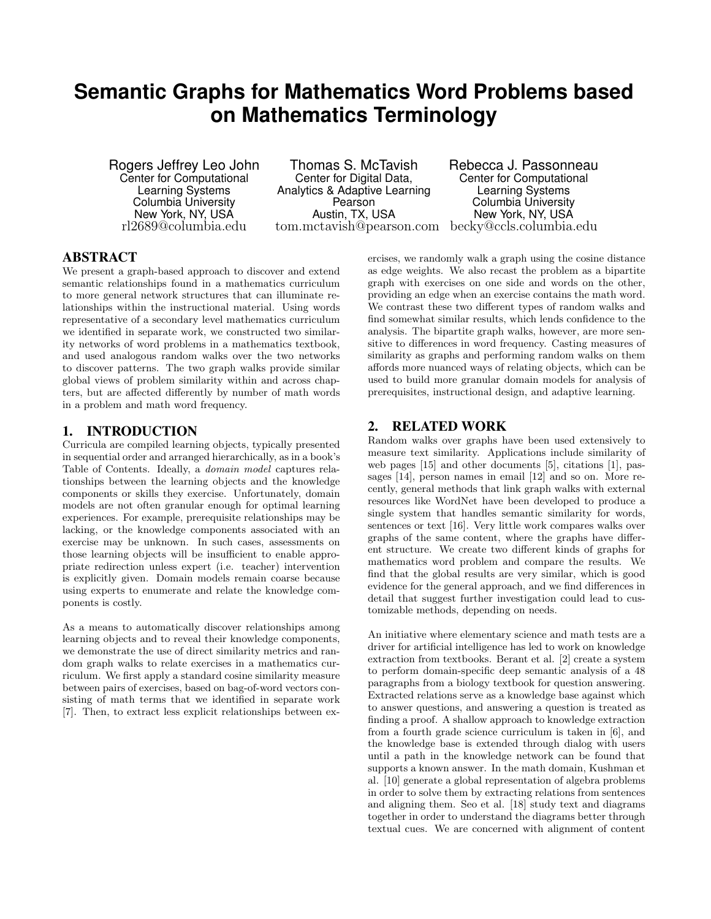# Semantic Graphs for Mathematics Word Problems based on Mathematics Terminology

Rogers Jeffrey Leo John
Center for Computational Learning Systems
Columbia University
New York, NY, USA
rl2689@columbia.edu

Thomas S. McTavish
Center for Digital Data, Analytics & Adaptive Learning
Pearson
Austin, TX, USA
tom.mctavish@pearson.com

Rebecca J. Passonneau
Center for Computational Learning Systems
Columbia University
New York, NY, USA
becky@ccls.columbia.edu

## ABSTRACT

We present a graph-based approach to discover and extend semantic relationships found in a mathematics curriculum to more general network structures that can illuminate relationships within the instructional material. Using words representative of a secondary level mathematics curriculum we identified in separate work, we constructed two similarity networks of word problems in a mathematics textbook, and used analogous random walks over the two networks to discover patterns. The two graph walks provide similar global views of problem similarity within and across chapters, but are affected differently by number of math words in a problem and math word frequency.

## 1. INTRODUCTION

Curricula are compiled learning objects, typically presented in sequential order and arranged hierarchically, as in a book's Table of Contents. Ideally, a *domain model* captures relationships between the learning objects and the knowledge components or skills they exercise. Unfortunately, domain models are not often granular enough for optimal learning experiences. For example, prerequisite relationships may be lacking, or the knowledge components associated with an exercise may be unknown. In such cases, assessments on those learning objects will be insufficient to enable appropriate redirection unless expert (i.e. teacher) intervention is explicitly given. Domain models remain coarse because using experts to enumerate and relate the knowledge components is costly.

As a means to automatically discover relationships among learning objects and to reveal their knowledge components, we demonstrate the use of direct similarity metrics and random graph walks to relate exercises in a mathematics curriculum. We first apply a standard cosine similarity measure between pairs of exercises, based on bag-of-word vectors consisting of math terms that we identified in separate work [7]. Then, to extract less explicit relationships between exercises, we randomly walk a graph using the cosine distance as edge weights. We also recast the problem as a bipartite graph with exercises on one side and words on the other, providing an edge when an exercise contains the math word. We contrast these two different types of random walks and find somewhat similar results, which lends confidence to the analysis. The bipartite graph walks, however, are more sensitive to differences in word frequency. Casting measures of similarity as graphs and performing random walks on them affords more nuanced ways of relating objects, which can be used to build more granular domain models for analysis of prerequisites, instructional design, and adaptive learning.

## 2. RELATED WORK

Random walks over graphs have been used extensively to measure text similarity. Applications include similarity of web pages [15] and other documents [5], citations [1], passages [14], person names in email [12] and so on. More recently, general methods that link graph walks with external resources like WordNet have been developed to produce a single system that handles semantic similarity for words, sentences or text [16]. Very little work compares walks over graphs of the same content, where the graphs have different structure. We create two different kinds of graphs for mathematics word problem and compare the results. We find that the global results are very similar, which is good evidence for the general approach, and we find differences in detail that suggest further investigation could lead to customizable methods, depending on needs.

An initiative where elementary science and math tests are a driver for artificial intelligence has led to work on knowledge extraction from textbooks. Berant et al. [2] create a system to perform domain-specific deep semantic analysis of a 48 paragraphs from a biology textbook for question answering. Extracted relations serve as a knowledge base against which to answer questions, and answering a question is treated as finding a proof. A shallow approach to knowledge extraction from a fourth grade science curriculum is taken in [6], and the knowledge base is extended through dialog with users until a path in the knowledge network can be found that supports a known answer. In the math domain, Kushman et al. [10] generate a global representation of algebra problems in order to solve them by extracting relations from sentences and aligning them. Seo et al. [18] study text and diagrams together in order to understand the diagrams better through textual cues. We are concerned with alignment of content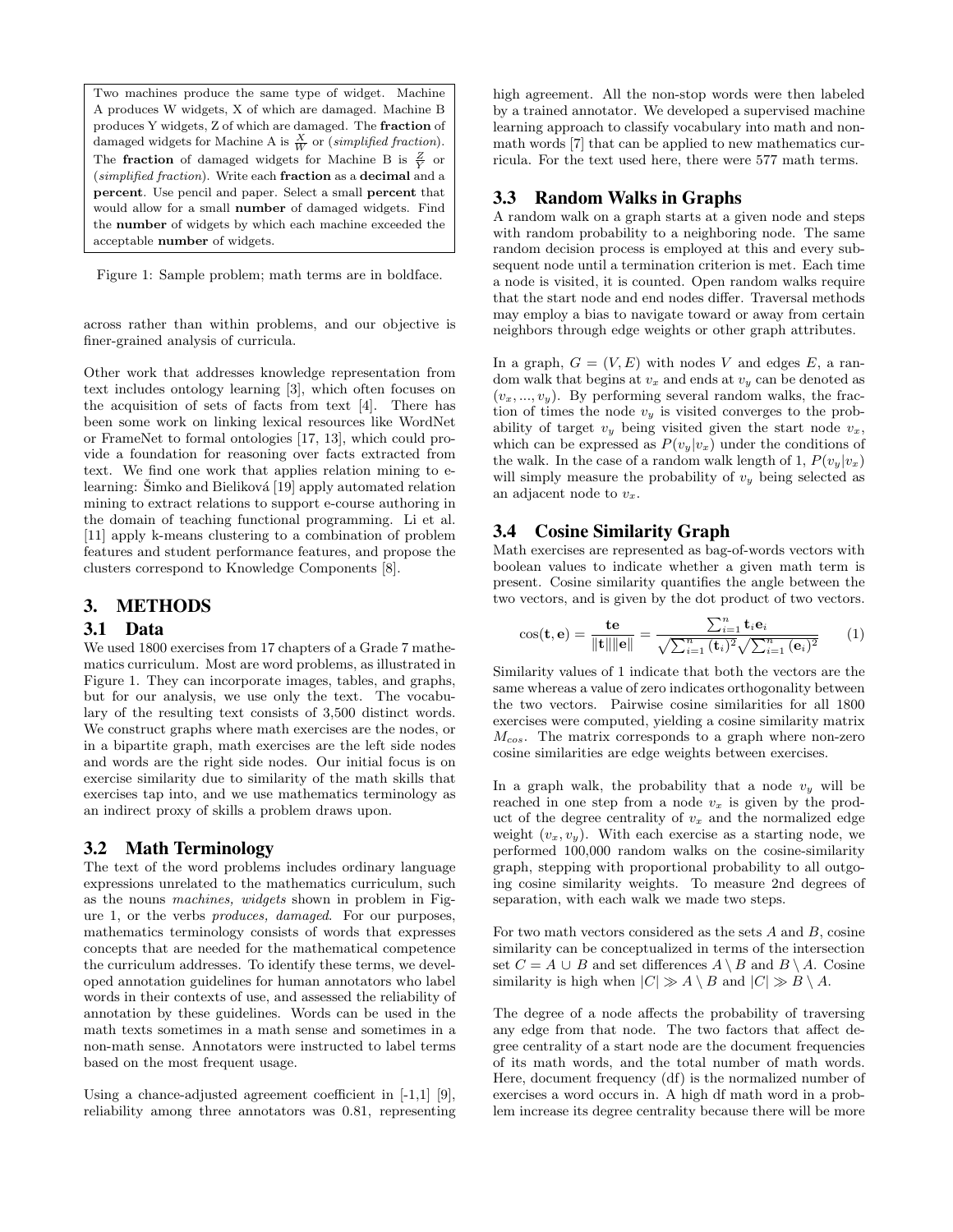> Two machines produce the same type of widget. Machine A produces W widgets, X of which are damaged. Machine B produces Y widgets, Z of which are damaged. The **fraction** of damaged widgets for Machine A is $\frac{X}{W}$ or (*simplified fraction*). The **fraction** of damaged widgets for Machine B is $\frac{Z}{Y}$ or (*simplified fraction*). Write each **fraction** as a **decimal** and a **percent**. Use pencil and paper. Select a small **percent** that would allow for a small **number** of damaged widgets. Find the **number** of widgets by which each machine exceeded the acceptable **number** of widgets.

Figure 1: Sample problem; math terms are in boldface.

across rather than within problems, and our objective is finer-grained analysis of curricula.

Other work that addresses knowledge representation from text includes ontology learning [3], which often focuses on the acquisition of sets of facts from text [4]. There has been some work on linking lexical resources like WordNet or FrameNet to formal ontologies [17, 13], which could provide a foundation for reasoning over facts extracted from text. We find one work that applies relation mining to e-learning: Šimko and Bieliková [19] apply automated relation mining to extract relations to support e-course authoring in the domain of teaching functional programming. Li et al. [11] apply k-means clustering to a combination of problem features and student performance features, and propose the clusters correspond to Knowledge Components [8].

## 3. METHODS

### 3.1 Data

We used 1800 exercises from 17 chapters of a Grade 7 mathematics curriculum. Most are word problems, as illustrated in Figure 1. They can incorporate images, tables, and graphs, but for our analysis, we use only the text. The vocabulary of the resulting text consists of 3,500 distinct words. We construct graphs where math exercises are the nodes, or in a bipartite graph, math exercises are the left side nodes and words are the right side nodes. Our initial focus is on exercise similarity due to similarity of the math skills that exercises tap into, and we use mathematics terminology as an indirect proxy of skills a problem draws upon.

### 3.2 Math Terminology

The text of the word problems includes ordinary language expressions unrelated to the mathematics curriculum, such as the nouns *machines, widgets* shown in problem in Figure 1, or the verbs *produces, damaged*. For our purposes, mathematics terminology consists of words that expresses concepts that are needed for the mathematical competence the curriculum addresses. To identify these terms, we developed annotation guidelines for human annotators who label words in their contexts of use, and assessed the reliability of annotation by these guidelines. Words can be used in the math texts sometimes in a math sense and sometimes in a non-math sense. Annotators were instructed to label terms based on the most frequent usage.

Using a chance-adjusted agreement coefficient in [-1,1] [9], reliability among three annotators was 0.81, representing high agreement. All the non-stop words were then labeled by a trained annotator. We developed a supervised machine learning approach to classify vocabulary into math and non-math words [7] that can be applied to new mathematics curricula. For the text used here, there were 577 math terms.

### 3.3 Random Walks in Graphs

A random walk on a graph starts at a given node and steps with random probability to a neighboring node. The same random decision process is employed at this and every subsequent node until a termination criterion is met. Each time a node is visited, it is counted. Open random walks require that the start node and end nodes differ. Traversal methods may employ a bias to navigate toward or away from certain neighbors through edge weights or other graph attributes.

In a graph, $G = (V, E)$ with nodes $V$ and edges $E$, a random walk that begins at $v_x$ and ends at $v_y$ can be denoted as $(v_x, ..., v_y)$. By performing several random walks, the fraction of times the node $v_y$ is visited converges to the probability of target $v_y$ being visited given the start node $v_x$, which can be expressed as $P(v_y|v_x)$ under the conditions of the walk. In the case of a random walk length of 1, $P(v_y|v_x)$ will simply measure the probability of $v_y$ being selected as an adjacent node to $v_x$.

### 3.4 Cosine Similarity Graph

Math exercises are represented as bag-of-words vectors with boolean values to indicate whether a given math term is present. Cosine similarity quantifies the angle between the two vectors, and is given by the dot product of two vectors.

$$\cos(\mathbf{t}, \mathbf{e}) = \frac{\mathbf{te}}{\|\mathbf{t}\|\|\mathbf{e}\|} = \frac{\sum_{i=1}^{n} \mathbf{t}_i \mathbf{e}_i}{\sqrt{\sum_{i=1}^{n} (\mathbf{t}_i)^2}\sqrt{\sum_{i=1}^{n} (\mathbf{e}_i)^2}} \quad (1)$$

Similarity values of 1 indicate that both the vectors are the same whereas a value of zero indicates orthogonality between the two vectors. Pairwise cosine similarities for all 1800 exercises were computed, yielding a cosine similarity matrix $M_{cos}$. The matrix corresponds to a graph where non-zero cosine similarities are edge weights between exercises.

In a graph walk, the probability that a node $v_y$ will be reached in one step from a node $v_x$ is given by the product of the degree centrality of $v_x$ and the normalized edge weight $(v_x, v_y)$. With each exercise as a starting node, we performed 100,000 random walks on the cosine-similarity graph, stepping with proportional probability to all outgoing cosine similarity weights. To measure 2nd degrees of separation, with each walk we made two steps.

For two math vectors considered as the sets $A$ and $B$, cosine similarity can be conceptualized in terms of the intersection set $C = A \cup B$ and set differences $A \setminus B$ and $B \setminus A$. Cosine similarity is high when $|C| \gg A \setminus B$ and $|C| \gg B \setminus A$.

The degree of a node affects the probability of traversing any edge from that node. The two factors that affect degree centrality of a start node are the document frequencies of its math words, and the total number of math words. Here, document frequency (df) is the normalized number of exercises a word occurs in. A high df math word in a problem increase its degree centrality because there will be more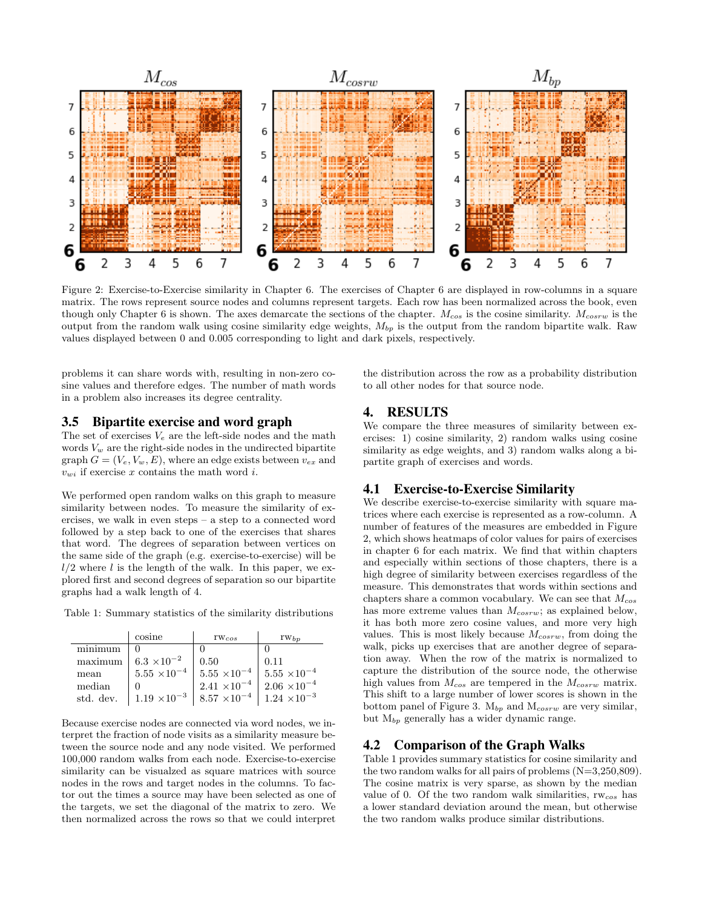Figure 2: Exercise-to-Exercise similarity in Chapter 6. The exercises of Chapter 6 are displayed in row-columns in a square matrix. The rows represent source nodes and columns represent targets. Each row has been normalized across the book, even though only Chapter 6 is shown. The axes demarcate the sections of the chapter. $M_{cos}$ is the cosine similarity. $M_{cosrw}$ is the output from the random walk using cosine similarity edge weights, $M_{bp}$ is the output from the random bipartite walk. Raw values displayed between 0 and 0.005 corresponding to light and dark pixels, respectively.

problems it can share words with, resulting in non-zero cosine values and therefore edges. The number of math words in a problem also increases its degree centrality.

### 3.5 Bipartite exercise and word graph

The set of exercises $V_e$ are the left-side nodes and the math words $V_w$ are the right-side nodes in the undirected bipartite graph $G = (V_e, V_w, E)$, where an edge exists between $v_{ex}$ and $v_{wi}$ if exercise $x$ contains the math word $i$.

We performed open random walks on this graph to measure similarity between nodes. To measure the similarity of exercises, we walk in even steps – a step to a connected word followed by a step back to one of the exercises that shares that word. The degrees of separation between vertices on the same side of the graph (e.g. exercise-to-exercise) will be $l/2$ where $l$ is the length of the walk. In this paper, we explored first and second degrees of separation so our bipartite graphs had a walk length of 4.

Table 1: Summary statistics of the similarity distributions

| | cosine | $\text{rw}_{cos}$ | $\text{rw}_{bp}$ |
|---|---|---|---|
| minimum | 0 | 0 | 0 |
| maximum | $6.3 \times 10^{-2}$ | 0.50 | 0.11 |
| mean | $5.55 \times 10^{-4}$ | $5.55 \times 10^{-4}$ | $5.55 \times 10^{-4}$ |
| median | 0 | $2.41 \times 10^{-4}$ | $2.06 \times 10^{-4}$ |
| std. dev. | $1.19 \times 10^{-3}$ | $8.57 \times 10^{-4}$ | $1.24 \times 10^{-3}$ |

Because exercise nodes are connected via word nodes, we interpret the fraction of node visits as a similarity measure between the source node and any node visited. We performed 100,000 random walks from each node. Exercise-to-exercise similarity can be visualzed as square matrices with source nodes in the rows and target nodes in the columns. To factor out the times a source may have been selected as one of the targets, we set the diagonal of the matrix to zero. We then normalized across the rows so that we could interpret the distribution across the row as a probability distribution to all other nodes for that source node.

## 4. RESULTS

We compare the three measures of similarity between exercises: 1) cosine similarity, 2) random walks using cosine similarity as edge weights, and 3) random walks along a bipartite graph of exercises and words.

### 4.1 Exercise-to-Exercise Similarity

We describe exercise-to-exercise similarity with square matrices where each exercise is represented as a row-column. A number of features of the measures are embedded in Figure 2, which shows heatmaps of color values for pairs of exercises in chapter 6 for each matrix. We find that within chapters and especially within sections of those chapters, there is a high degree of similarity between exercises regardless of the measure. This demonstrates that words within sections and chapters share a common vocabulary. We can see that $M_{cos}$ has more extreme values than $M_{cosrw}$; as explained below, it has both more zero cosine values, and more very high values. This is most likely because $M_{cosrw}$, from doing the walk, picks up exercises that are another degree of separation away. When the row of the matrix is normalized to capture the distribution of the source node, the otherwise high values from $M_{cos}$ are tempered in the $M_{cosrw}$ matrix. This shift to a large number of lower scores is shown in the bottom panel of Figure 3. $M_{bp}$ and $M_{cosrw}$ are very similar, but $M_{bp}$ generally has a wider dynamic range.

### 4.2 Comparison of the Graph Walks

Table 1 provides summary statistics for cosine similarity and the two random walks for all pairs of problems (N=3,250,809). The cosine matrix is very sparse, as shown by the median value of 0. Of the two random walk similarities, $\text{rw}_{cos}$ has a lower standard deviation around the mean, but otherwise the two random walks produce similar distributions.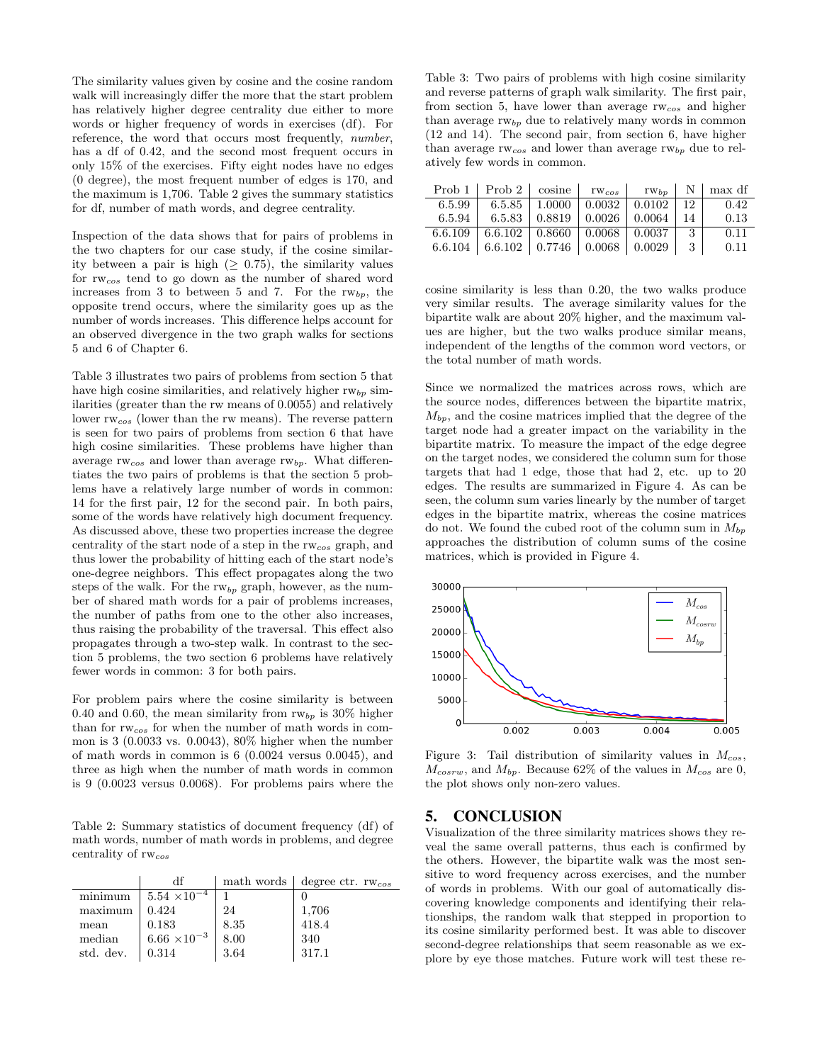The similarity values given by cosine and the cosine random walk will increasingly differ the more that the start problem has relatively higher degree centrality due either to more words or higher frequency of words in exercises (df). For reference, the word that occurs most frequently, *number*, has a df of 0.42, and the second most frequent occurs in only 15% of the exercises. Fifty eight nodes have no edges (0 degree), the most frequent number of edges is 170, and the maximum is 1,706. Table 2 gives the summary statistics for df, number of math words, and degree centrality.

Inspection of the data shows that for pairs of problems in the two chapters for our case study, if the cosine similarity between a pair is high ($\geq 0.75$), the similarity values for $\text{rw}_{cos}$ tend to go down as the number of shared word increases from 3 to between 5 and 7. For the $\text{rw}_{bp}$, the opposite trend occurs, where the similarity goes up as the number of words increases. This difference helps account for an observed divergence in the two graph walks for sections 5 and 6 of Chapter 6.

Table 3 illustrates two pairs of problems from section 5 that have high cosine similarities, and relatively higher $\text{rw}_{bp}$ similarities (greater than the rw means of 0.0055) and relatively lower $\text{rw}_{cos}$ (lower than the rw means). The reverse pattern is seen for two pairs of problems from section 6 that have high cosine similarities. These problems have higher than average $\text{rw}_{cos}$ and lower than average $\text{rw}_{bp}$. What differentiates the two pairs of problems is that the section 5 problems have a relatively large number of words in common: 14 for the first pair, 12 for the second pair. In both pairs, some of the words have relatively high document frequency. As discussed above, these two properties increase the degree centrality of the start node of a step in the $\text{rw}_{cos}$ graph, and thus lower the probability of hitting each of the start node's one-degree neighbors. This effect propagates along the two steps of the walk. For the $\text{rw}_{bp}$ graph, however, as the number of shared math words for a pair of problems increases, the number of paths from one to the other also increases, thus raising the probability of the traversal. This effect also propagates through a two-step walk. In contrast to the section 5 problems, the two section 6 problems have relatively fewer words in common: 3 for both pairs.

For problem pairs where the cosine similarity is between 0.40 and 0.60, the mean similarity from $\text{rw}_{bp}$ is 30% higher than for $\text{rw}_{cos}$ for when the number of math words in common is 3 (0.0033 vs. 0.0043), 80% higher when the number of math words in common is 6 (0.0024 versus 0.0045), and three as high when the number of math words in common is 9 (0.0023 versus 0.0068). For problems pairs where the cosine similarity is less than 0.20, the two walks produce very similar results. The average similarity values for the bipartite walk are about 20% higher, and the maximum values are higher, but the two walks produce similar means, independent of the lengths of the common word vectors, or the total number of math words.

Table 2: Summary statistics of document frequency (df) of math words, number of math words in problems, and degree centrality of $\text{rw}_{cos}$

| | df | math words | degree ctr. $\text{rw}_{cos}$ |
|---|---|---|---|
| minimum | $5.54 \times 10^{-4}$ | 1 | 0 |
| maximum | 0.424 | 24 | 1,706 |
| mean | 0.183 | 8.35 | 418.4 |
| median | $6.66 \times 10^{-3}$ | 8.00 | 340 |
| std. dev. | 0.314 | 3.64 | 317.1 |

Table 3: Two pairs of problems with high cosine similarity and reverse patterns of graph walk similarity. The first pair, from section 5, have lower than average $\text{rw}_{cos}$ and higher than average $\text{rw}_{bp}$ due to relatively many words in common (12 and 14). The second pair, from section 6, have higher than average $\text{rw}_{cos}$ and lower than average $\text{rw}_{bp}$ due to relatively few words in common.

| Prob 1 | Prob 2 | cosine | $\text{rw}_{cos}$ | $\text{rw}_{bp}$ | N | max df |
|---|---|---|---|---|---|---|
| 6.5.99 | 6.5.85 | 1.0000 | 0.0032 | 0.0102 | 12 | 0.42 |
| 6.5.94 | 6.5.83 | 0.8819 | 0.0026 | 0.0064 | 14 | 0.13 |
| 6.6.109 | 6.6.102 | 0.8660 | 0.0068 | 0.0037 | 3 | 0.11 |
| 6.6.104 | 6.6.102 | 0.7746 | 0.0068 | 0.0029 | 3 | 0.11 |

Since we normalized the matrices across rows, which are the source nodes, differences between the bipartite matrix, $M_{bp}$, and the cosine matrices implied that the degree of the target node had a greater impact on the variability in the bipartite matrix. To measure the impact of the edge degree on the target nodes, we considered the column sum for those targets that had 1 edge, those that had 2, etc. up to 20 edges. The results are summarized in Figure 4. As can be seen, the column sum varies linearly by the number of target edges in the bipartite matrix, whereas the cosine matrices do not. We found the cubed root of the column sum in $M_{bp}$ approaches the distribution of column sums of the cosine matrices, which is provided in Figure 4.

Figure 3: Tail distribution of similarity values in $M_{cos}$, $M_{cosrw}$, and $M_{bp}$. Because 62% of the values in $M_{cos}$ are 0, the plot shows only non-zero values.

## 5. CONCLUSION

Visualization of the three similarity matrices shows they reveal the same overall patterns, thus each is confirmed by the others. However, the bipartite walk was the most sensitive to word frequency across exercises, and the number of words in problems. With our goal of automatically discovering knowledge components and identifying their relationships, the random walk that stepped in proportion to its cosine similarity performed best. It was able to discover second-degree relationships that seem reasonable as we explore by eye those matches. Future work will test these re-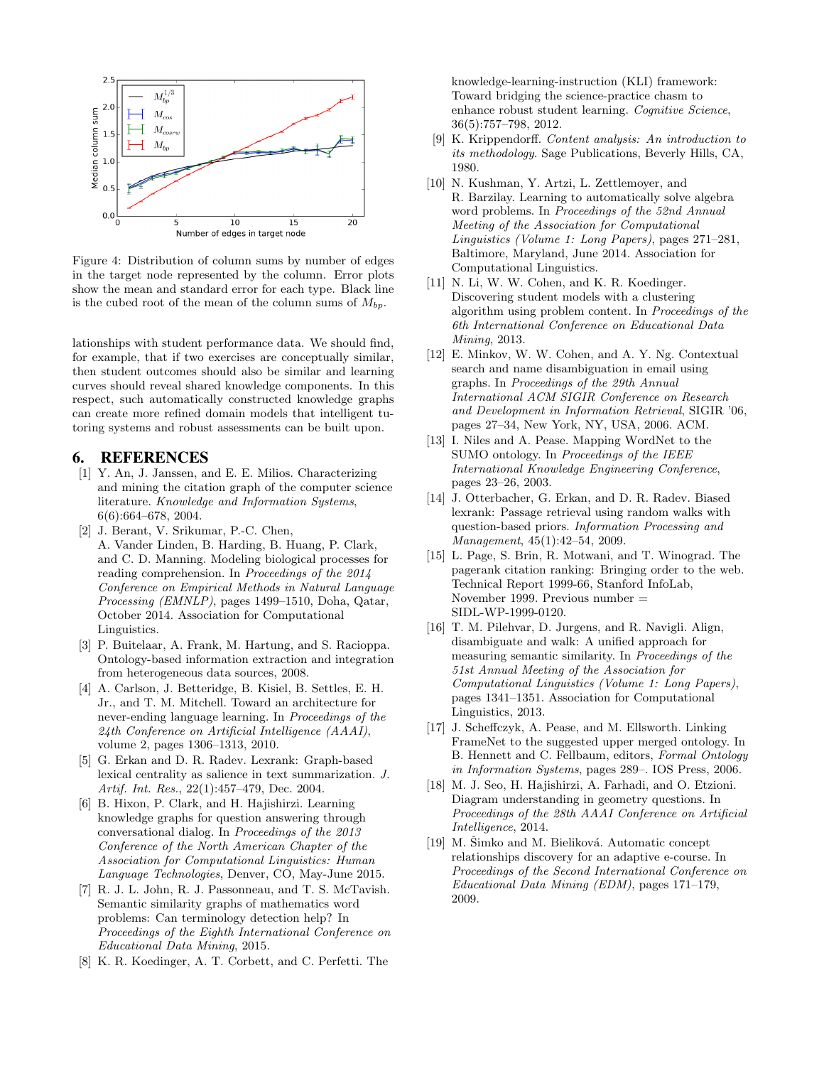2.5

2.0

1.5

1.0

0.5

0.0

0 5 10 15 20

Median column sum

Number of edges in target node

$M_{bp}^{1/3}$

$M_{cos}$

$M_{cosrw}$

$M_{bp}$

Figure 4: Distribution of column sums by number of edges in the target node represented by the column. Error plots show the mean and standard error for each type. Black line is the cubed root of the mean of the column sums of $M_{bp}$.

lationships with student performance data. We should find, for example, that if two exercises are conceptually similar, then student outcomes should also be similar and learning curves should reveal shared knowledge components. In this respect, such automatically constructed knowledge graphs can create more refined domain models that intelligent tutoring systems and robust assessments can be built upon.

## 6. REFERENCES

[1] Y. An, J. Janssen, and E. E. Milios. Characterizing and mining the citation graph of the computer science literature. *Knowledge and Information Systems*, 6(6):664–678, 2004.

[2] J. Berant, V. Srikumar, P.-C. Chen, A. Vander Linden, B. Harding, B. Huang, P. Clark, and C. D. Manning. Modeling biological processes for reading comprehension. In *Proceedings of the 2014 Conference on Empirical Methods in Natural Language Processing (EMNLP)*, pages 1499–1510, Doha, Qatar, October 2014. Association for Computational Linguistics.

[3] P. Buitelaar, A. Frank, M. Hartung, and S. Racioppa. Ontology-based information extraction and integration from heterogeneous data sources, 2008.

[4] A. Carlson, J. Betteridge, B. Kisiel, B. Settles, E. H. Jr., and T. M. Mitchell. Toward an architecture for never-ending language learning. In *Proceedings of the 24th Conference on Artificial Intelligence (AAAI)*, volume 2, pages 1306–1313, 2010.

[5] G. Erkan and D. R. Radev. Lexrank: Graph-based lexical centrality as salience in text summarization. *J. Artif. Int. Res.*, 22(1):457–479, Dec. 2004.

[6] B. Hixon, P. Clark, and H. Hajishirzi. Learning knowledge graphs for question answering through conversational dialog. In *Proceedings of the 2013 Conference of the North American Chapter of the Association for Computational Linguistics: Human Language Technologies*, Denver, CO, May-June 2015.

[7] R. J. L. John, R. J. Passonneau, and T. S. McTavish. Semantic similarity graphs of mathematics word problems: Can terminology detection help? In *Proceedings of the Eighth International Conference on Educational Data Mining*, 2015.

[8] K. R. Koedinger, A. T. Corbett, and C. Perfetti. The knowledge-learning-instruction (KLI) framework: Toward bridging the science-practice chasm to enhance robust student learning. *Cognitive Science*, 36(5):757–798, 2012.

[9] K. Krippendorff. *Content analysis: An introduction to its methodology*. Sage Publications, Beverly Hills, CA, 1980.

[10] N. Kushman, Y. Artzi, L. Zettlemoyer, and R. Barzilay. Learning to automatically solve algebra word problems. In *Proceedings of the 52nd Annual Meeting of the Association for Computational Linguistics (Volume 1: Long Papers)*, pages 271–281, Baltimore, Maryland, June 2014. Association for Computational Linguistics.

[11] N. Li, W. W. Cohen, and K. R. Koedinger. Discovering student models with a clustering algorithm using problem content. In *Proceedings of the 6th International Conference on Educational Data Mining*, 2013.

[12] E. Minkov, W. W. Cohen, and A. Y. Ng. Contextual search and name disambiguation in email using graphs. In *Proceedings of the 29th Annual International ACM SIGIR Conference on Research and Development in Information Retrieval*, SIGIR '06, pages 27–34, New York, NY, USA, 2006. ACM.

[13] I. Niles and A. Pease. Mapping WordNet to the SUMO ontology. In *Proceedings of the IEEE International Knowledge Engineering Conference*, pages 23–26, 2003.

[14] J. Otterbacher, G. Erkan, and D. R. Radev. Biased lexrank: Passage retrieval using random walks with question-based priors. *Information Processing and Management*, 45(1):42–54, 2009.

[15] L. Page, S. Brin, R. Motwani, and T. Winograd. The pagerank citation ranking: Bringing order to the web. Technical Report 1999-66, Stanford InfoLab, November 1999. Previous number = SIDL-WP-1999-0120.

[16] T. M. Pilehvar, D. Jurgens, and R. Navigli. Align, disambiguate and walk: A unified approach for measuring semantic similarity. In *Proceedings of the 51st Annual Meeting of the Association for Computational Linguistics (Volume 1: Long Papers)*, pages 1341–1351. Association for Computational Linguistics, 2013.

[17] J. Scheffczyk, A. Pease, and M. Ellsworth. Linking FrameNet to the suggested upper merged ontology. In B. Hennett and C. Fellbaum, editors, *Formal Ontology in Information Systems*, pages 289–. IOS Press, 2006.

[18] M. J. Seo, H. Hajishirzi, A. Farhadi, and O. Etzioni. Diagram understanding in geometry questions. In *Proceedings of the 28th AAAI Conference on Artificial Intelligence*, 2014.

[19] M. Šimko and M. Bieliková. Automatic concept relationships discovery for an adaptive e-course. In *Proceedings of the Second International Conference on Educational Data Mining (EDM)*, pages 171–179, 2009.